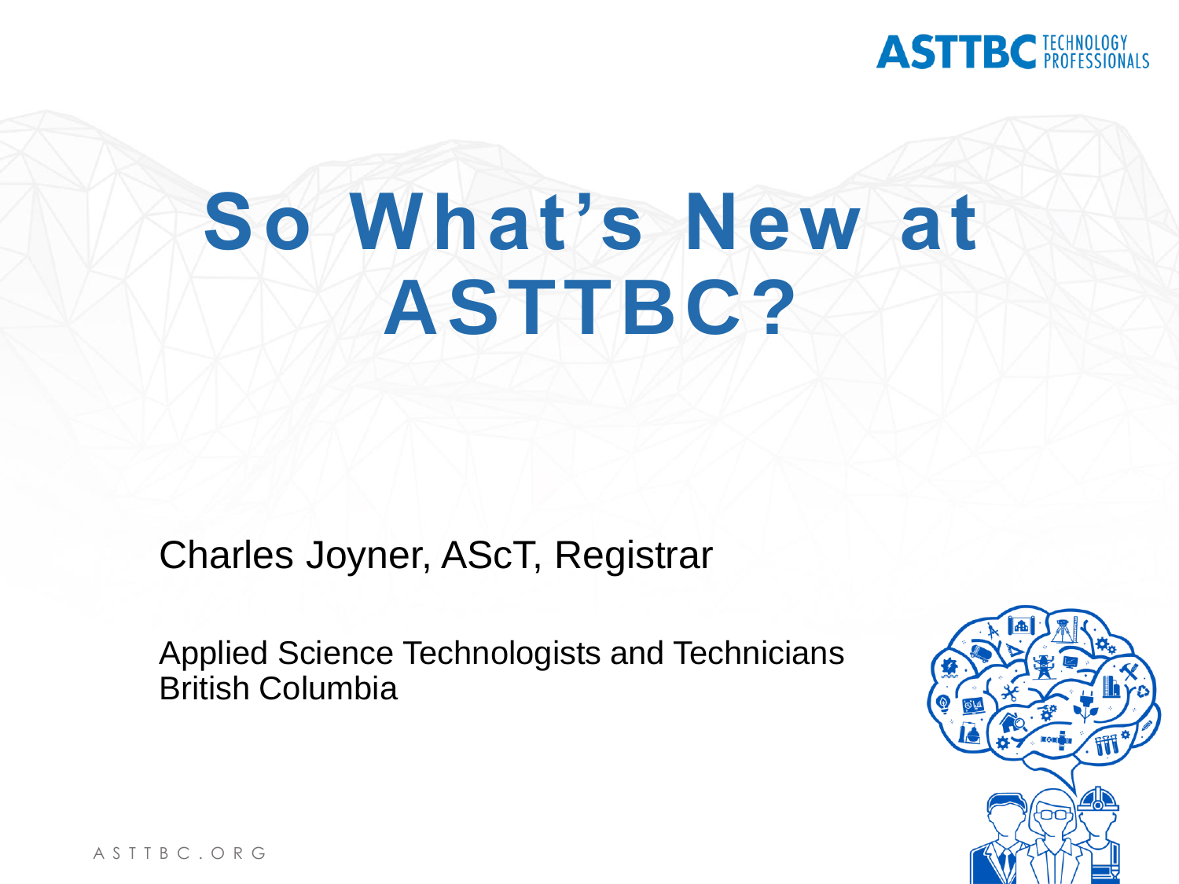# So What's New at ASTTBC?

Charles Joyner, AScT, Registrar

Applied Science Technologists and Technicians
British Columbia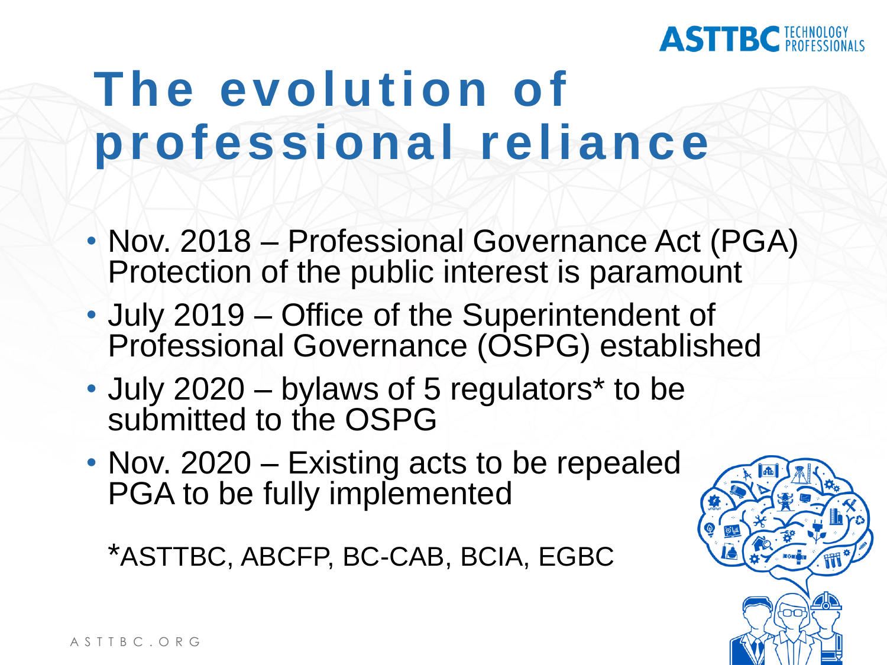# The evolution of professional reliance

- Nov. 2018 – Professional Governance Act (PGA) Protection of the public interest is paramount
- July 2019 – Office of the Superintendent of Professional Governance (OSPG) established
- July 2020 – bylaws of 5 regulators* to be submitted to the OSPG
- Nov. 2020 – Existing acts to be repealed PGA to be fully implemented

*ASTTBC, ABCFP, BC-CAB, BCIA, EGBC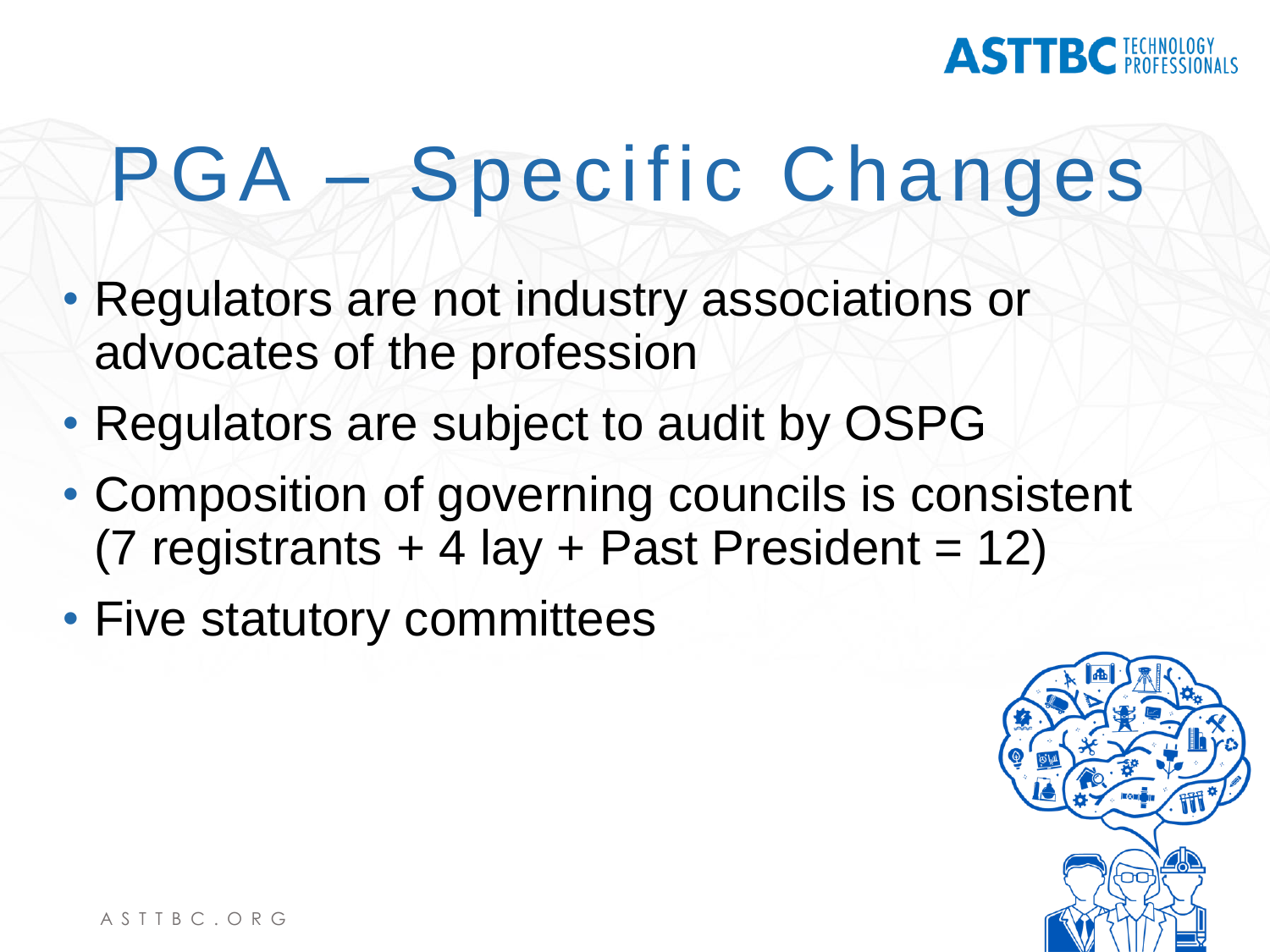# PGA – Specific Changes

- Regulators are not industry associations or advocates of the profession
- Regulators are subject to audit by OSPG
- Composition of governing councils is consistent (7 registrants + 4 lay + Past President = 12)
- Five statutory committees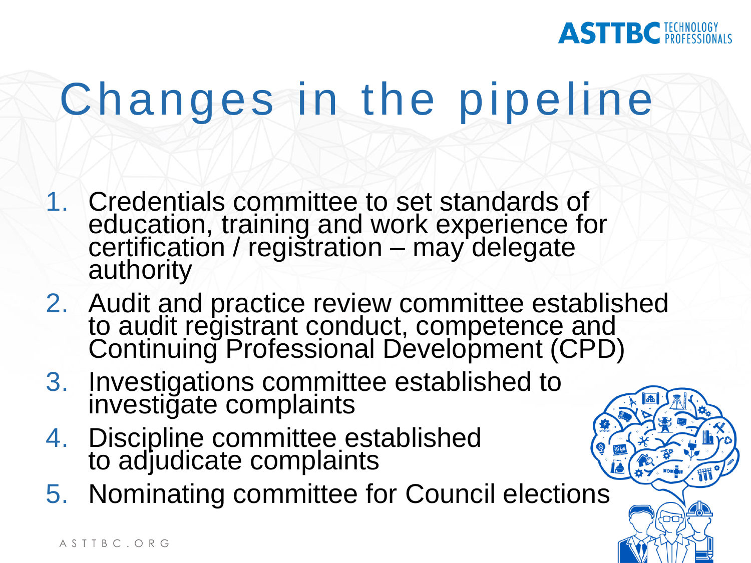# Changes in the pipeline

1. Credentials committee to set standards of education, training and work experience for certification / registration – may delegate authority
2. Audit and practice review committee established to audit registrant conduct, competence and Continuing Professional Development (CPD)
3. Investigations committee established to investigate complaints
4. Discipline committee established to adjudicate complaints
5. Nominating committee for Council elections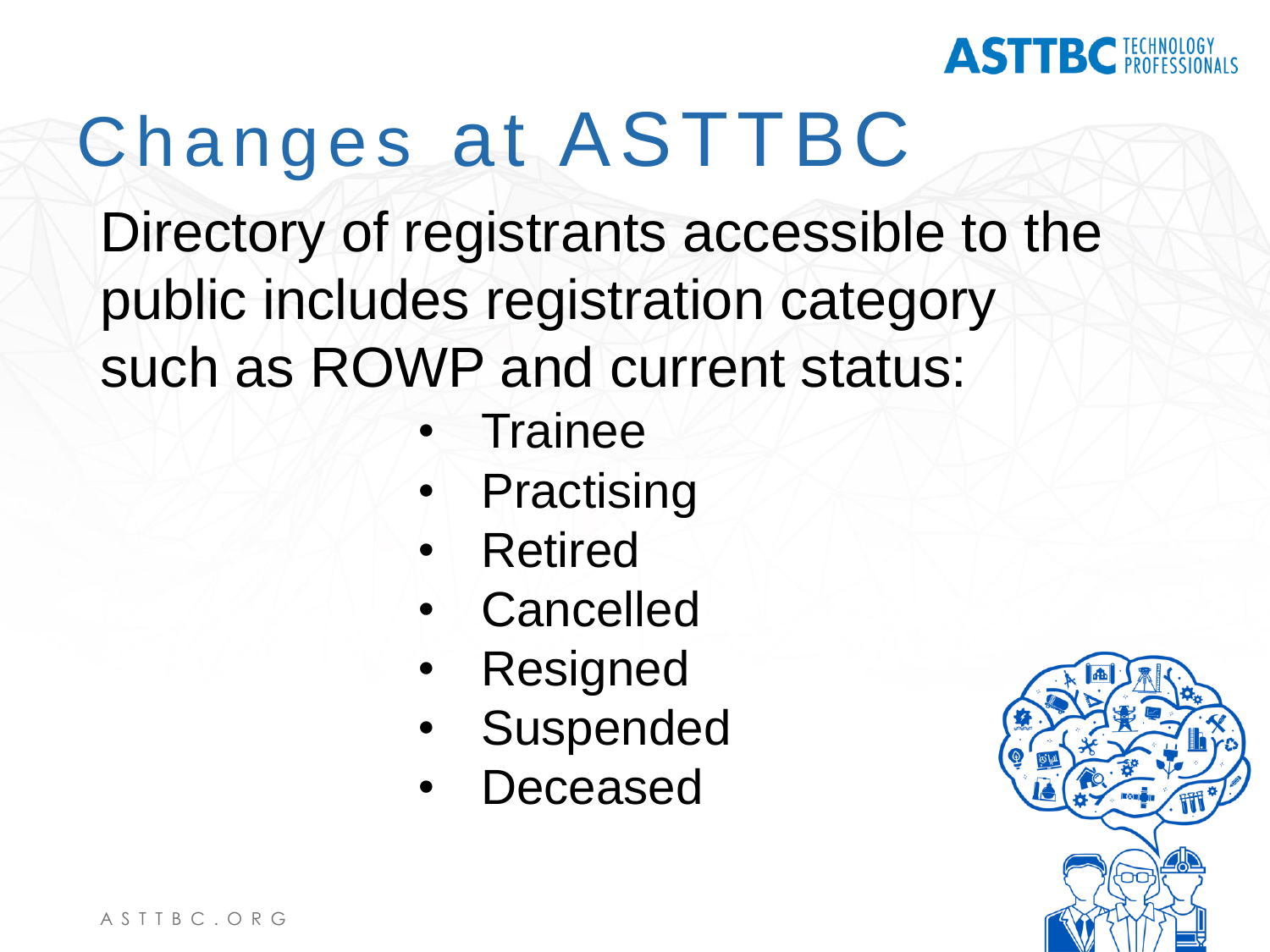# Changes at ASTTBC

Directory of registrants accessible to the public includes registration category such as ROWP and current status:

- Trainee
- Practising
- Retired
- Cancelled
- Resigned
- Suspended
- Deceased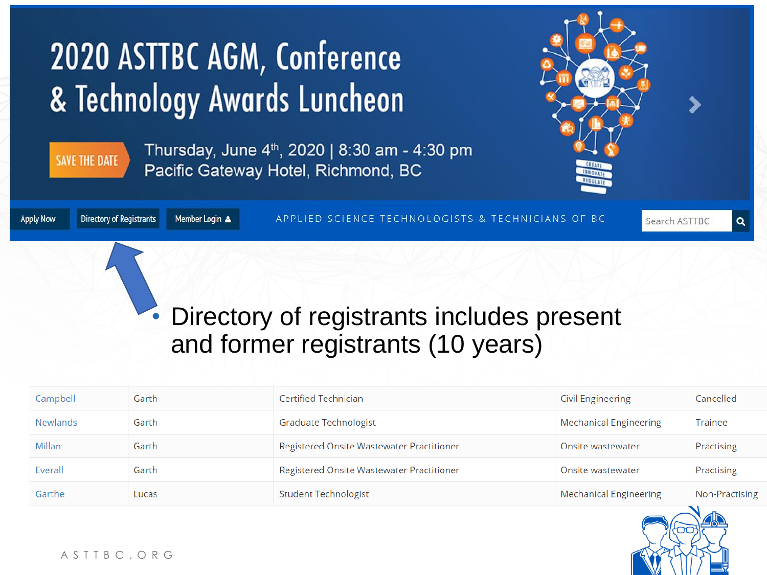# 2020 ASTTBC AGM, Conference & Technology Awards Luncheon

SAVE THE DATE

Thursday, June 4th, 2020 | 8:30 am - 4:30 pm
Pacific Gateway Hotel, Richmond, BC

Apply Now | Directory of Registrants | Member Login

APPLIED SCIENCE TECHNOLOGISTS & TECHNICIANS OF BC

Search ASTTBC

- Directory of registrants includes present and former registrants (10 years)

| | | | | |
|---|---|---|---|---|
| Campbell | Garth | Certified Technician | Civil Engineering | Cancelled |
| Newlands | Garth | Graduate Technologist | Mechanical Engineering | Trainee |
| Millan | Garth | Registered Onsite Wastewater Practitioner | Onsite wastewater | Practising |
| Everall | Garth | Registered Onsite Wastewater Practitioner | Onsite wastewater | Practising |
| Garthe | Lucas | Student Technologist | Mechanical Engineering | Non-Practising |

ASTTBC.ORG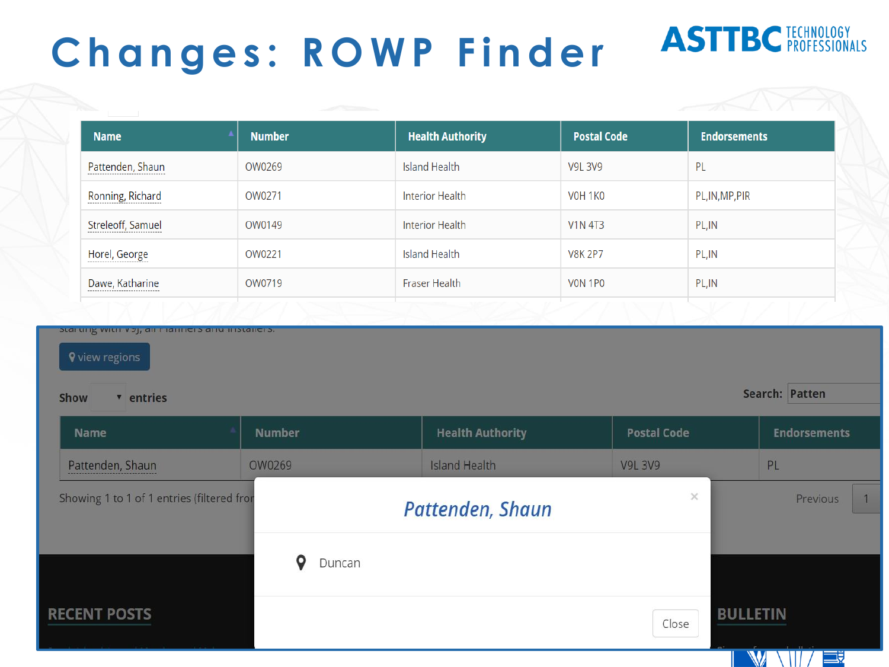# Changes: ROWP Finder

ASTTBC TECHNOLOGY PROFESSIONALS

| Name | Number | Health Authority | Postal Code | Endorsements |
| --- | --- | --- | --- | --- |
| Pattenden, Shaun | OW0269 | Island Health | V9L 3V9 | PL |
| Ronning, Richard | OW0271 | Interior Health | V0H 1K0 | PL,IN,MP,PIR |
| Streleoff, Samuel | OW0149 | Interior Health | V1N 4T3 | PL,IN |
| Horel, George | OW0221 | Island Health | V8K 2P7 | PL,IN |
| Dawe, Katharine | OW0719 | Fraser Health | V0N 1P0 | PL,IN |

view regions

Show entries

Search: Patten

| Name | Number | Health Authority | Postal Code | Endorsements |
| --- | --- | --- | --- | --- |
| Pattenden, Shaun | OW0269 | Island Health | V9L 3V9 | PL |

Showing 1 to 1 of 1 entries (filtered fro

Previous 1

*Pattenden, Shaun*

Duncan

Close

RECENT POSTS

BULLETIN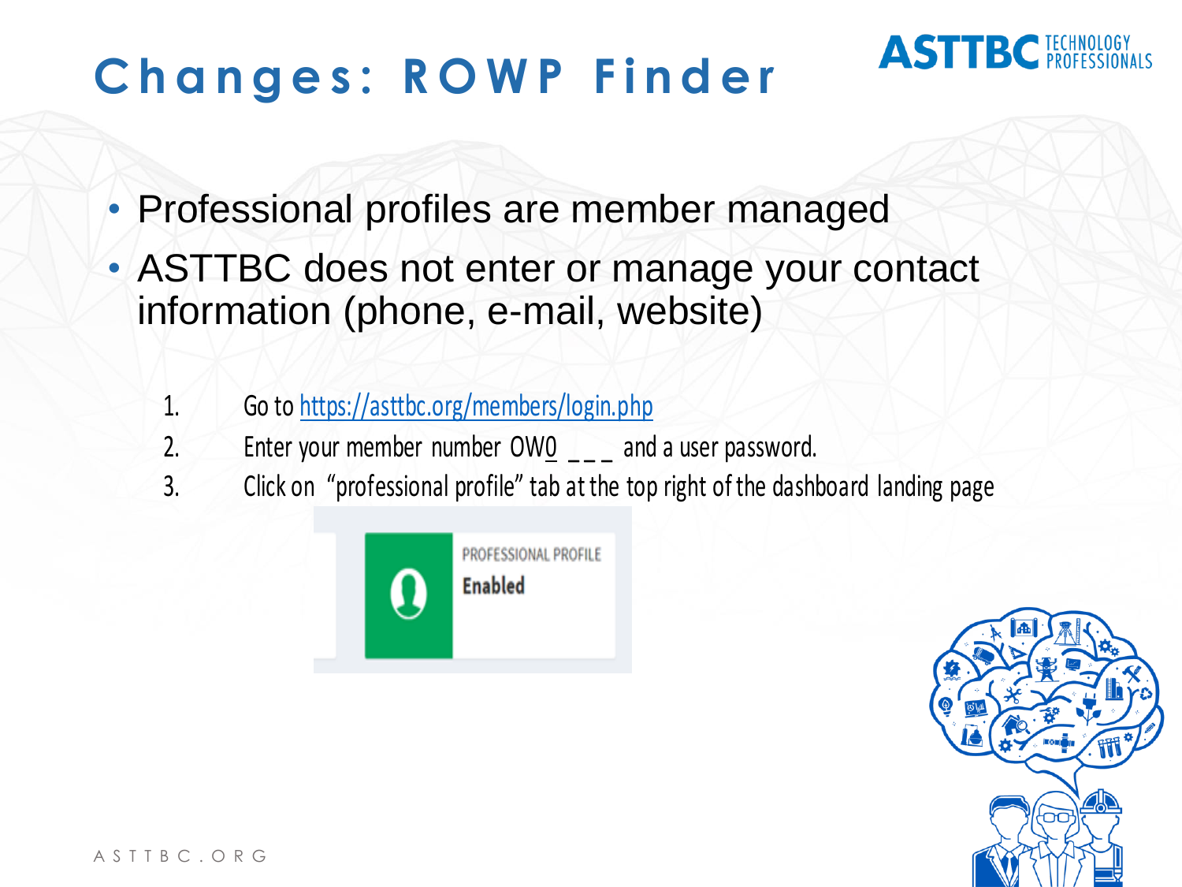# Changes: ROWP Finder

- Professional profiles are member managed
- ASTTBC does not enter or manage your contact information (phone, e-mail, website)

1. Go to https://asttbc.org/members/login.php
2. Enter your member number OW0 _ _ _ and a user password.
3. Click on "professional profile" tab at the top right of the dashboard landing page

PROFESSIONAL PROFILE
**Enabled**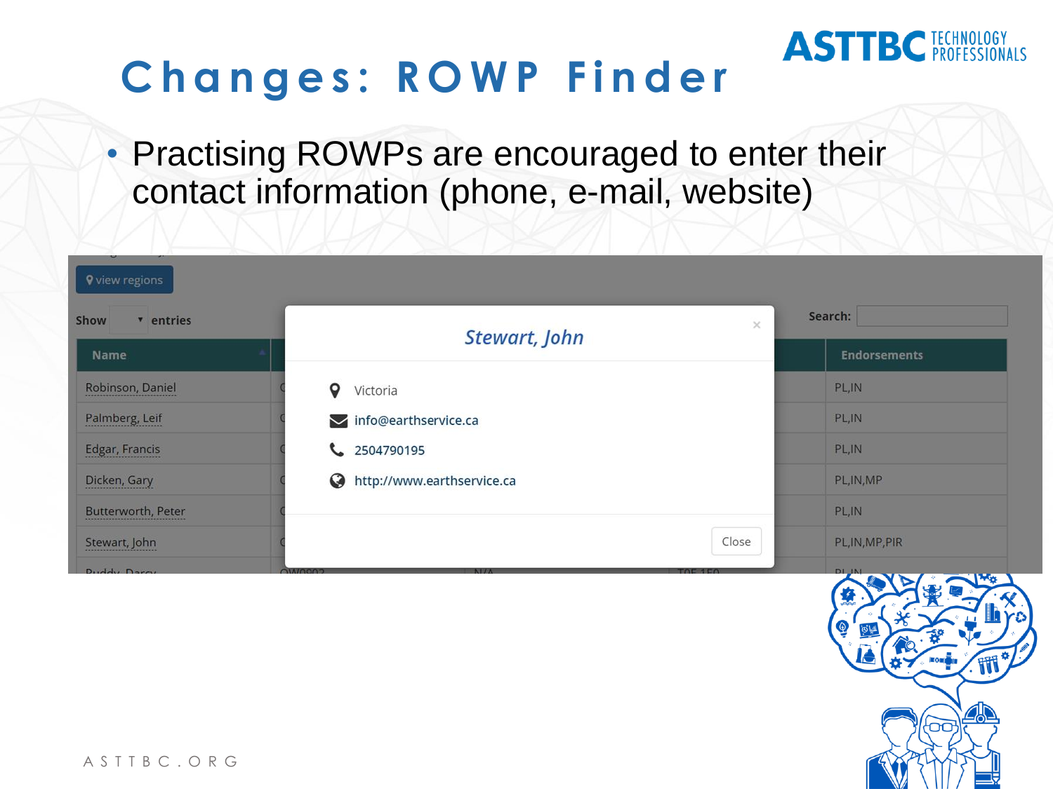# Changes: ROWP Finder

- Practising ROWPs are encouraged to enter their contact information (phone, e-mail, website)

view regions

Show entries

Search:

| Name | Endorsements |
| --- | --- |
| Robinson, Daniel | PL,IN |
| Palmberg, Leif | PL,IN |
| Edgar, Francis | PL,IN |
| Dicken, Gary | PL,IN,MP |
| Butterworth, Peter | PL,IN |
| Stewart, John | PL,IN,MP,PIR |

**Stewart, John**

Victoria

info@earthservice.ca

2504790195

http://www.earthservice.ca

Close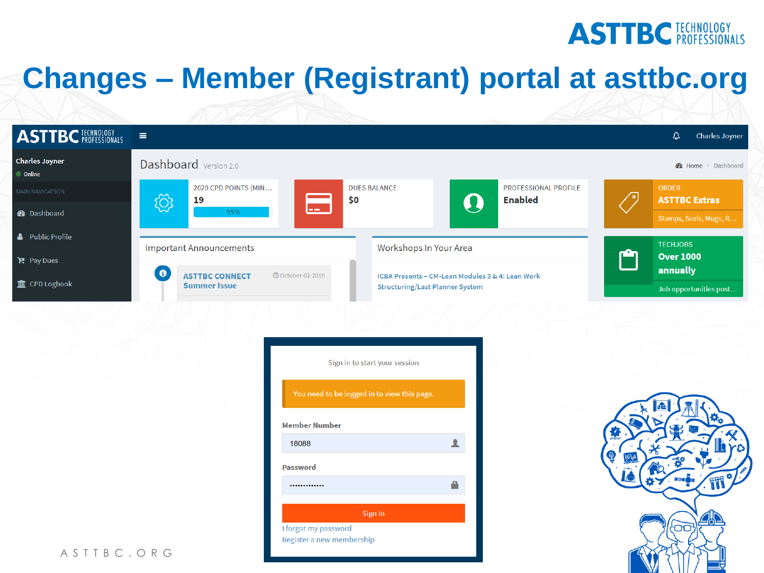# Changes – Member (Registrant) portal at asttbc.org

ASTTBC TECHNOLOGY PROFESSIONALS

Charles Joyner

Online

MAIN NAVIGATION

- Dashboard
- Public Profile
- Pay Dues
- CPD Logbook

Dashboard Version 2.0

Home > Dashboard

2020 CPD POINTS (MIN... 19 95%

DUES BALANCE $0

PROFESSIONAL PROFILE Enabled

ORDER **ASTTBC Extras** Stamps, Seals, Mugs, R...

Important Announcements

**ASTTBC CONNECT Summer Issue** October-02-2019

Workshops In Your Area

ICBA Presents - CM-Lean Modules 3 & 4: Lean Work Structuring/Last Planner System

TECHJOBS **Over 1000 annually** Job opportunities post...

Sign in to start your session

You need to be logged in to view this page.

Member Number

18088

Password

Sign In

I forgot my password

Register a new membership

ASTTBC.ORG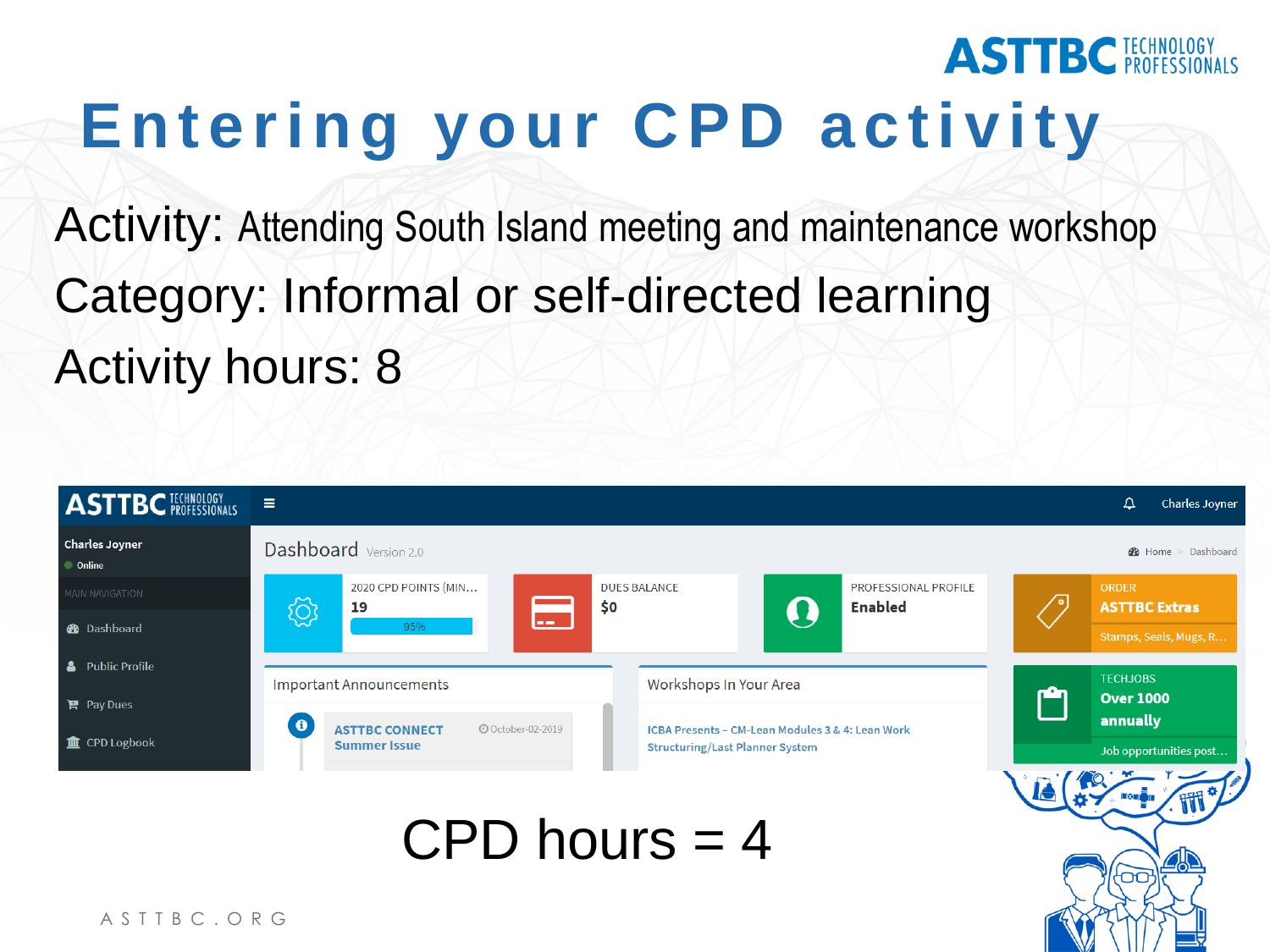# Entering your CPD activity

Activity: Attending South Island meeting and maintenance workshop

Category: Informal or self-directed learning

Activity hours: 8

CPD hours = 4

ASTTBC.ORG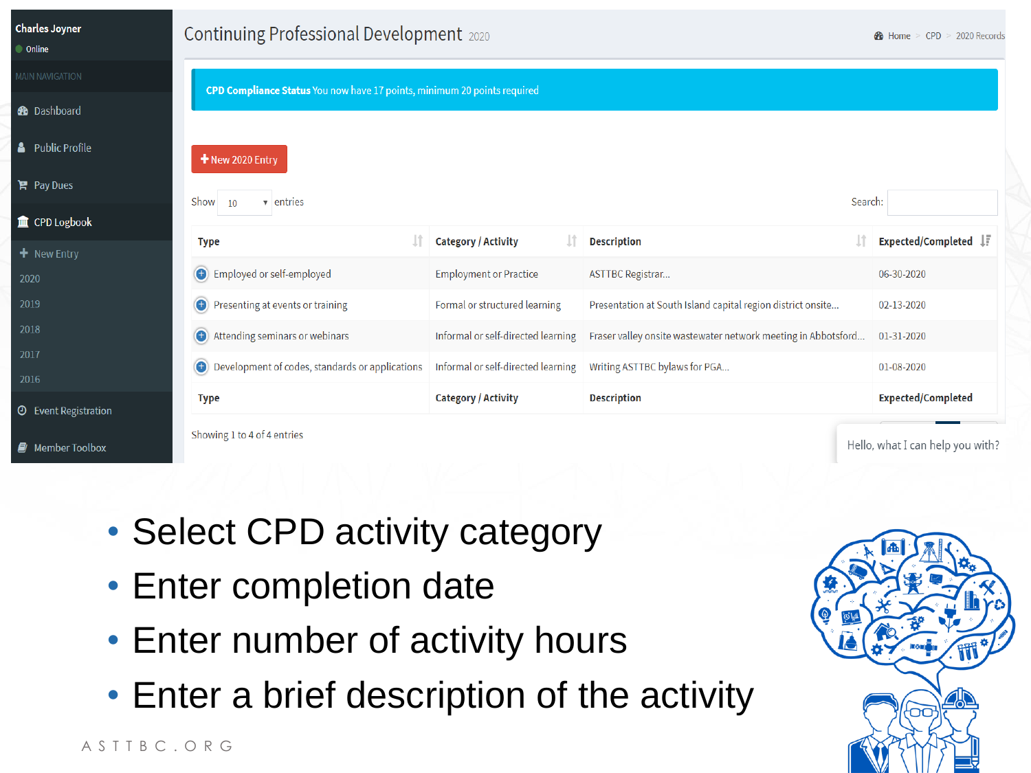Charles Joyner
Online

MAIN NAVIGATION

- Dashboard
- Public Profile
- Pay Dues
- CPD Logbook
  - New Entry
  - 2020
  - 2019
  - 2018
  - 2017
  - 2016
- Event Registration
- Member Toolbox

# Continuing Professional Development 2020

Home > CPD > 2020 Records

**CPD Compliance Status** You now have 17 points, minimum 20 points required

+ New 2020 Entry

Show 10 entries

Search:

| Type | Category / Activity | Description | Expected/Completed |
|---|---|---|---|
| Employed or self-employed | Employment or Practice | ASTTBC Registrar... | 06-30-2020 |
| Presenting at events or training | Formal or structured learning | Presentation at South Island capital region district onsite... | 02-13-2020 |
| Attending seminars or webinars | Informal or self-directed learning | Fraser valley onsite wastewater network meeting in Abbotsford... | 01-31-2020 |
| Development of codes, standards or applications | Informal or self-directed learning | Writing ASTTBC bylaws for PGA... | 01-08-2020 |
| Type | Category / Activity | Description | Expected/Completed |

Showing 1 to 4 of 4 entries

Hello, what I can help you with?

- Select CPD activity category
- Enter completion date
- Enter number of activity hours
- Enter a brief description of the activity

ASTTBC.ORG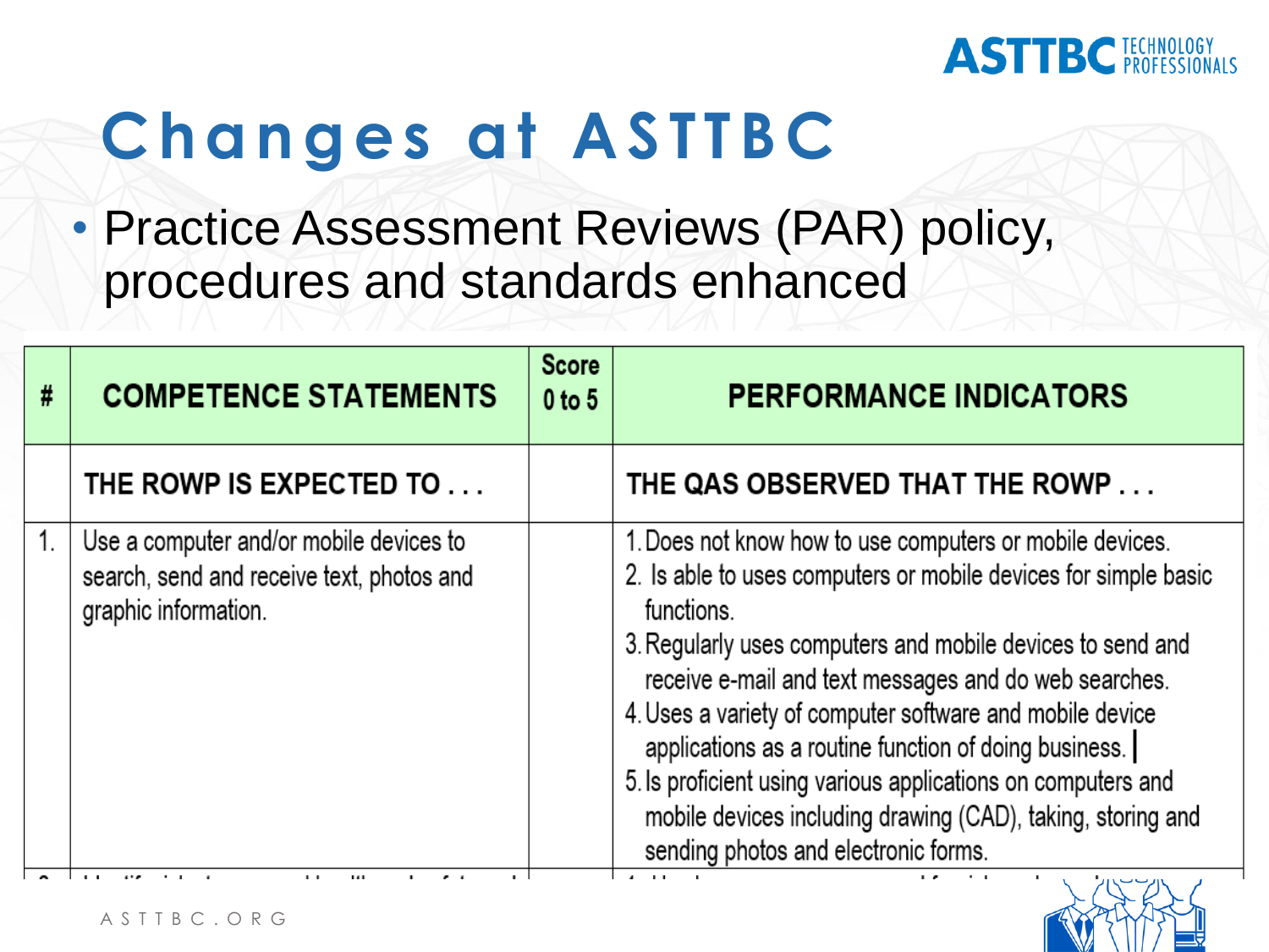# Changes at ASTTBC

- Practice Assessment Reviews (PAR) policy, procedures and standards enhanced

| # | COMPETENCE STATEMENTS | Score 0 to 5 | PERFORMANCE INDICATORS |
|---|---|---|---|
| | THE ROWP IS EXPECTED TO . . . | | THE QAS OBSERVED THAT THE ROWP . . . |
| 1. | Use a computer and/or mobile devices to search, send and receive text, photos and graphic information. | | 1. Does not know how to use computers or mobile devices.<br>2. Is able to uses computers or mobile devices for simple basic functions.<br>3. Regularly uses computers and mobile devices to send and receive e-mail and text messages and do web searches.<br>4. Uses a variety of computer software and mobile device applications as a routine function of doing business.<br>5. Is proficient using various applications on computers and mobile devices including drawing (CAD), taking, storing and sending photos and electronic forms. |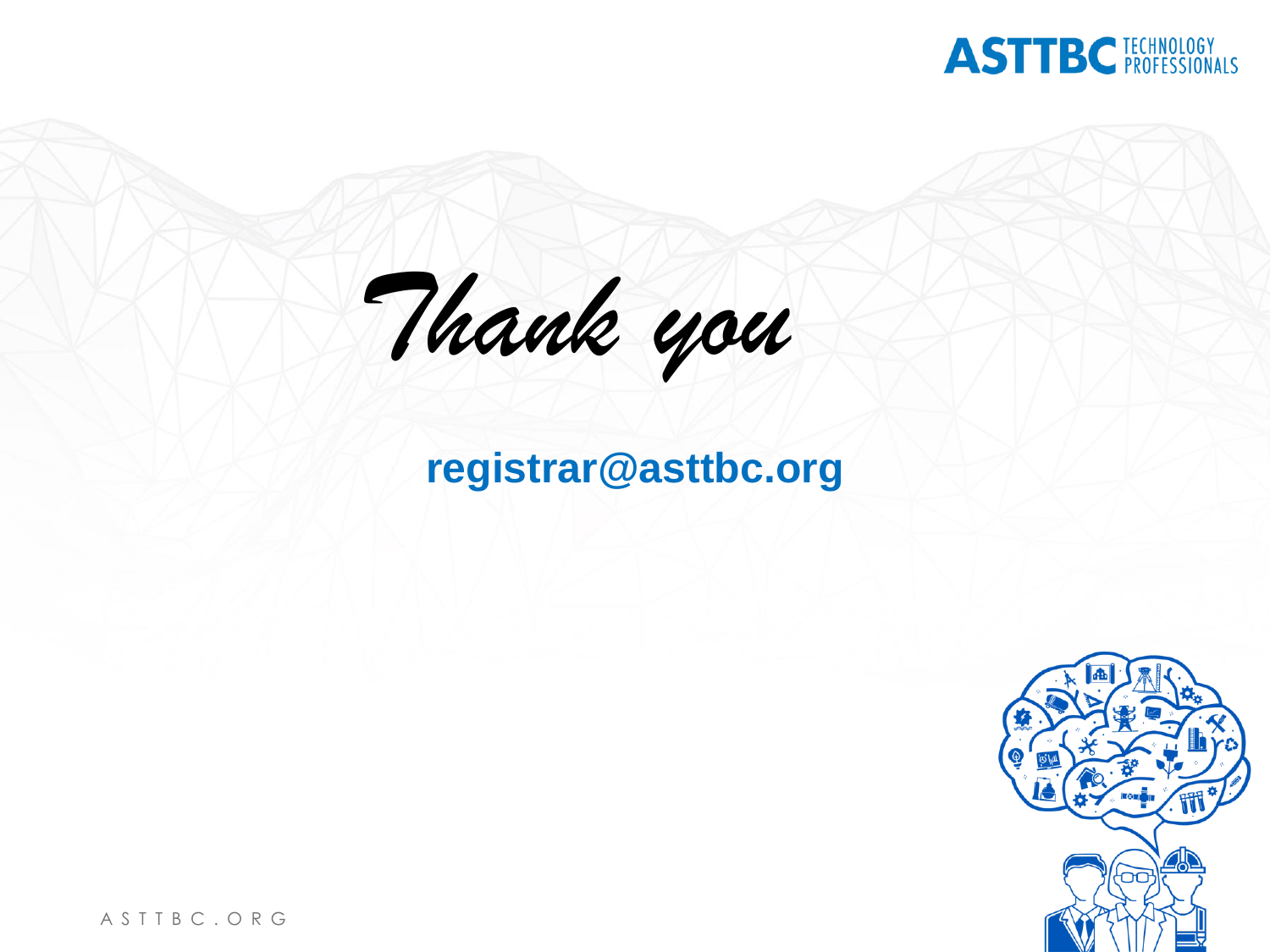# *Thank you*

**registrar@asttbc.org**